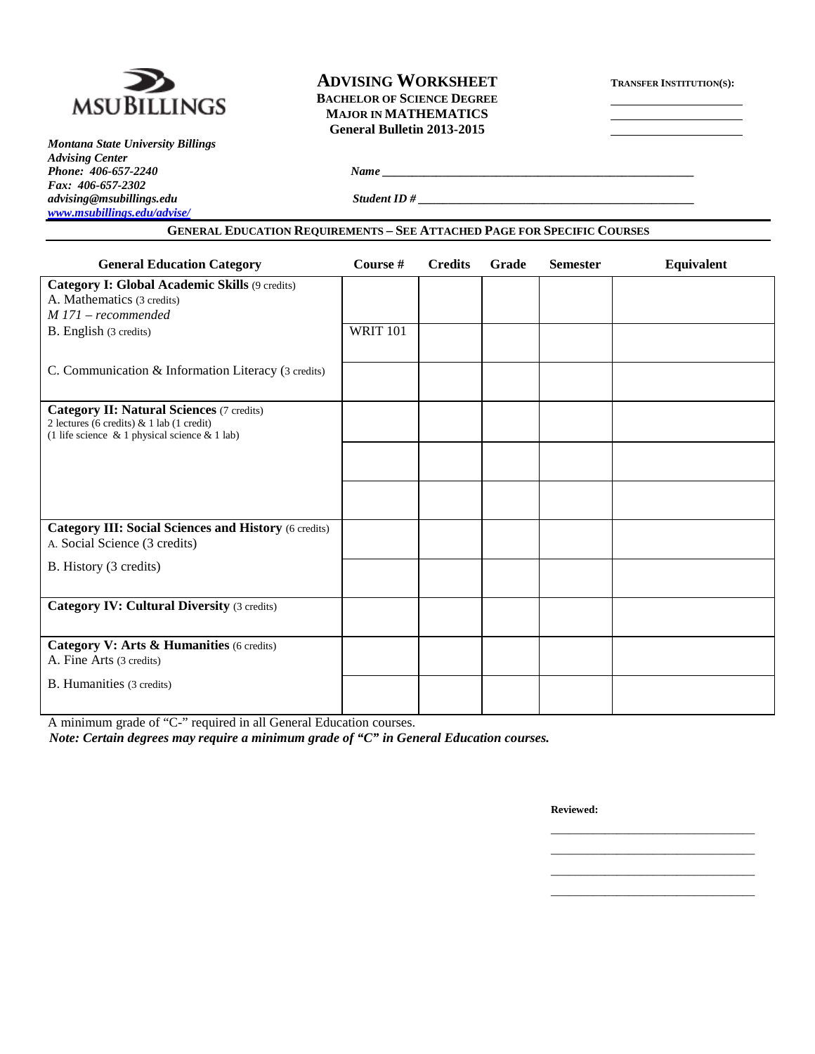MSU BILLINGS

# ADVISING WORKSHEET

**BACHELOR OF SCIENCE DEGREE**
**MAJOR IN MATHEMATICS**
**General Bulletin 2013-2015**

**TRANSFER INSTITUTION(S):**

______________________
______________________
______________________

***Montana State University Billings***
***Advising Center***
***Phone: 406-657-2240***
***Fax: 406-657-2302***
***advising@msubillings.edu***
***www.msubillings.edu/advise/***

***Name*** ______________________________________________________

***Student ID #*** ______________________________________________

## GENERAL EDUCATION REQUIREMENTS – SEE ATTACHED PAGE FOR SPECIFIC COURSES

| General Education Category | Course # | Credits | Grade | Semester | Equivalent |
|---|---|---|---|---|---|
| **Category I: Global Academic Skills** (9 credits)<br>A. Mathematics (3 credits)<br>*M 171 – recommended* | | | | | |
| B. English (3 credits) | WRIT 101 | | | | |
| C. Communication & Information Literacy (3 credits) | | | | | |
| **Category II: Natural Sciences** (7 credits)<br>2 lectures (6 credits) & 1 lab (1 credit)<br>(1 life science & 1 physical science & 1 lab) | | | | | |
| | | | | | |
| | | | | | |
| **Category III: Social Sciences and History** (6 credits)<br>A. Social Science (3 credits) | | | | | |
| B. History (3 credits) | | | | | |
| **Category IV: Cultural Diversity** (3 credits) | | | | | |
| **Category V: Arts & Humanities** (6 credits)<br>A. Fine Arts (3 credits) | | | | | |
| B. Humanities (3 credits) | | | | | |

A minimum grade of "C-" required in all General Education courses.
***Note: Certain degrees may require a minimum grade of "C" in General Education courses.***

**Reviewed:**

______________________________
______________________________
______________________________
______________________________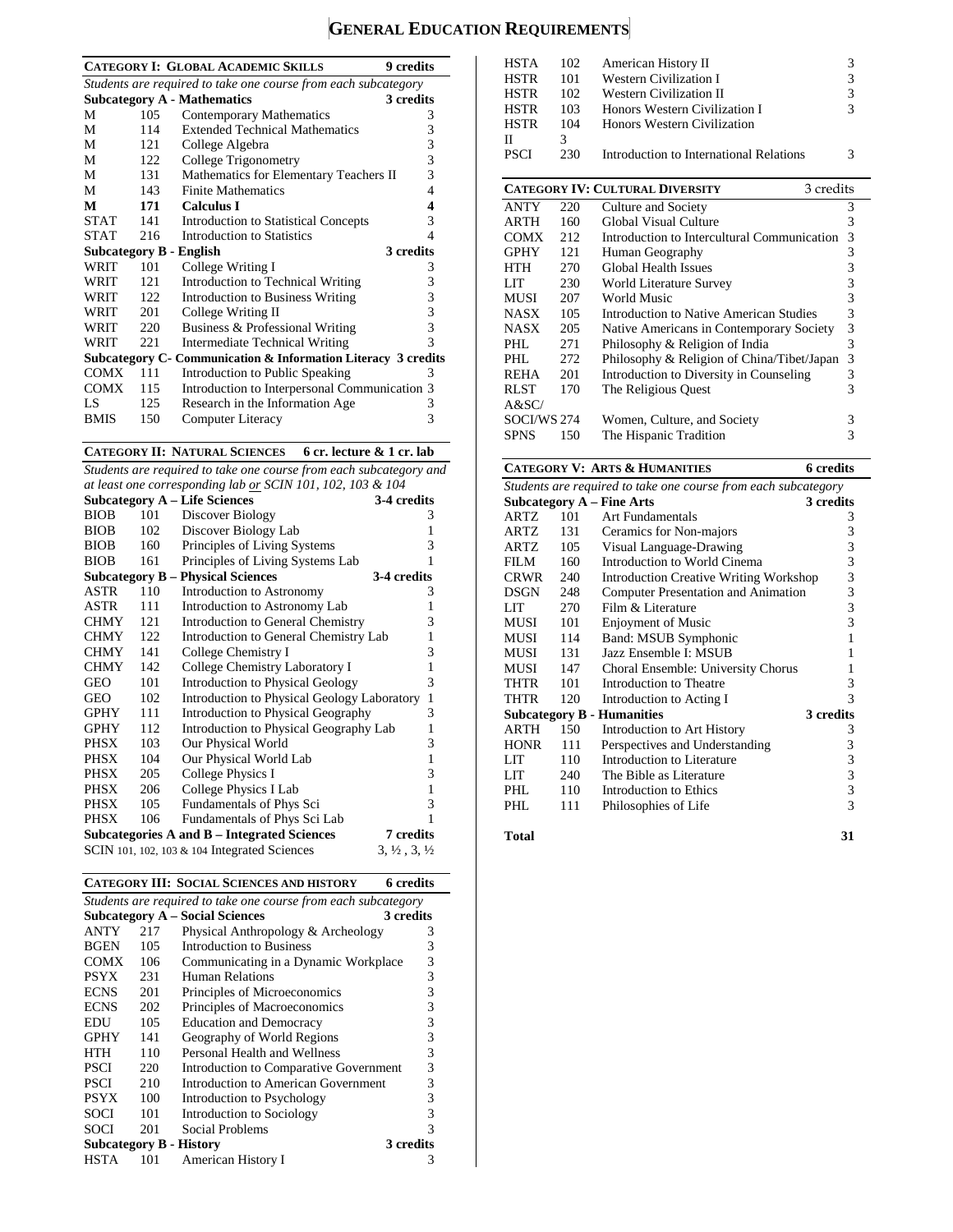# General Education Requirements

## Category I: Global Academic Skills — 9 credits

*Students are required to take one course from each subcategory*

| Subcategory A - Mathematics | | | 3 credits |
|---|---|---|---|
| M | 105 | Contemporary Mathematics | 3 |
| M | 114 | Extended Technical Mathematics | 3 |
| M | 121 | College Algebra | 3 |
| M | 122 | College Trigonometry | 3 |
| M | 131 | Mathematics for Elementary Teachers II | 3 |
| M | 143 | Finite Mathematics | 4 |
| **M** | **171** | **Calculus I** | **4** |
| STAT | 141 | Introduction to Statistical Concepts | 3 |
| STAT | 216 | Introduction to Statistics | 4 |
| **Subcategory B - English** | | | **3 credits** |
| WRIT | 101 | College Writing I | 3 |
| WRIT | 121 | Introduction to Technical Writing | 3 |
| WRIT | 122 | Introduction to Business Writing | 3 |
| WRIT | 201 | College Writing II | 3 |
| WRIT | 220 | Business & Professional Writing | 3 |
| WRIT | 221 | Intermediate Technical Writing | 3 |
| **Subcategory C- Communication & Information Literacy** | | | **3 credits** |
| COMX | 111 | Introduction to Public Speaking | 3 |
| COMX | 115 | Introduction to Interpersonal Communication | 3 |
| LS | 125 | Research in the Information Age | 3 |
| BMIS | 150 | Computer Literacy | 3 |

## Category II: Natural Sciences — 6 cr. lecture & 1 cr. lab

*Students are required to take one course from each subcategory and at least one corresponding lab or SCIN 101, 102, 103 & 104*

| Subcategory A – Life Sciences | | | 3-4 credits |
|---|---|---|---|
| BIOB | 101 | Discover Biology | 3 |
| BIOB | 102 | Discover Biology Lab | 1 |
| BIOB | 160 | Principles of Living Systems | 3 |
| BIOB | 161 | Principles of Living Systems Lab | 1 |
| **Subcategory B – Physical Sciences** | | | **3-4 credits** |
| ASTR | 110 | Introduction to Astronomy | 3 |
| ASTR | 111 | Introduction to Astronomy Lab | 1 |
| CHMY | 121 | Introduction to General Chemistry | 3 |
| CHMY | 122 | Introduction to General Chemistry Lab | 1 |
| CHMY | 141 | College Chemistry I | 3 |
| CHMY | 142 | College Chemistry Laboratory I | 1 |
| GEO | 101 | Introduction to Physical Geology | 3 |
| GEO | 102 | Introduction to Physical Geology Laboratory | 1 |
| GPHY | 111 | Introduction to Physical Geography | 3 |
| GPHY | 112 | Introduction to Physical Geography Lab | 1 |
| PHSX | 103 | Our Physical World | 3 |
| PHSX | 104 | Our Physical World Lab | 1 |
| PHSX | 205 | College Physics I | 3 |
| PHSX | 206 | College Physics I Lab | 1 |
| PHSX | 105 | Fundamentals of Phys Sci | 3 |
| PHSX | 106 | Fundamentals of Phys Sci Lab | 1 |
| **Subcategories A and B – Integrated Sciences** | | | **7 credits** |
| SCIN 101, 102, 103 & 104 Integrated Sciences | | | 3, ½ , 3, ½ |

## Category III: Social Sciences and History — 6 credits

*Students are required to take one course from each subcategory*

| Subcategory A – Social Sciences | | | 3 credits |
|---|---|---|---|
| ANTY | 217 | Physical Anthropology & Archeology | 3 |
| BGEN | 105 | Introduction to Business | 3 |
| COMX | 106 | Communicating in a Dynamic Workplace | 3 |
| PSYX | 231 | Human Relations | 3 |
| ECNS | 201 | Principles of Microeconomics | 3 |
| ECNS | 202 | Principles of Macroeconomics | 3 |
| EDU | 105 | Education and Democracy | 3 |
| GPHY | 141 | Geography of World Regions | 3 |
| HTH | 110 | Personal Health and Wellness | 3 |
| PSCI | 220 | Introduction to Comparative Government | 3 |
| PSCI | 210 | Introduction to American Government | 3 |
| PSYX | 100 | Introduction to Psychology | 3 |
| SOCI | 101 | Introduction to Sociology | 3 |
| SOCI | 201 | Social Problems | 3 |
| **Subcategory B - History** | | | **3 credits** |
| HSTA | 101 | American History I | 3 |
| HSTA | 102 | American History II | 3 |
| HSTR | 101 | Western Civilization I | 3 |
| HSTR | 102 | Western Civilization II | 3 |
| HSTR | 103 | Honors Western Civilization I | 3 |
| HSTR | 104 | Honors Western Civilization II | 3 |
| PSCI | 230 | Introduction to International Relations | 3 |

## Category IV: Cultural Diversity — 3 credits

| | | | |
|---|---|---|---|
| ANTY | 220 | Culture and Society | 3 |
| ARTH | 160 | Global Visual Culture | 3 |
| COMX | 212 | Introduction to Intercultural Communication | 3 |
| GPHY | 121 | Human Geography | 3 |
| HTH | 270 | Global Health Issues | 3 |
| LIT | 230 | World Literature Survey | 3 |
| MUSI | 207 | World Music | 3 |
| NASX | 105 | Introduction to Native American Studies | 3 |
| NASX | 205 | Native Americans in Contemporary Society | 3 |
| PHL | 271 | Philosophy & Religion of India | 3 |
| PHL | 272 | Philosophy & Religion of China/Tibet/Japan | 3 |
| REHA | 201 | Introduction to Diversity in Counseling | 3 |
| RLST | 170 | The Religious Quest | 3 |
| A&SC/SOCI/WS | 274 | Women, Culture, and Society | 3 |
| SPNS | 150 | The Hispanic Tradition | 3 |

## Category V: Arts & Humanities — 6 credits

*Students are required to take one course from each subcategory*

| Subcategory A – Fine Arts | | | 3 credits |
|---|---|---|---|
| ARTZ | 101 | Art Fundamentals | 3 |
| ARTZ | 131 | Ceramics for Non-majors | 3 |
| ARTZ | 105 | Visual Language-Drawing | 3 |
| FILM | 160 | Introduction to World Cinema | 3 |
| CRWR | 240 | Introduction Creative Writing Workshop | 3 |
| DSGN | 248 | Computer Presentation and Animation | 3 |
| LIT | 270 | Film & Literature | 3 |
| MUSI | 101 | Enjoyment of Music | 3 |
| MUSI | 114 | Band: MSUB Symphonic | 1 |
| MUSI | 131 | Jazz Ensemble I: MSUB | 1 |
| MUSI | 147 | Choral Ensemble: University Chorus | 1 |
| THTR | 101 | Introduction to Theatre | 3 |
| THTR | 120 | Introduction to Acting I | 3 |
| **Subcategory B - Humanities** | | | **3 credits** |
| ARTH | 150 | Introduction to Art History | 3 |
| HONR | 111 | Perspectives and Understanding | 3 |
| LIT | 110 | Introduction to Literature | 3 |
| LIT | 240 | The Bible as Literature | 3 |
| PHL | 110 | Introduction to Ethics | 3 |
| PHL | 111 | Philosophies of Life | 3 |

**Total** **31**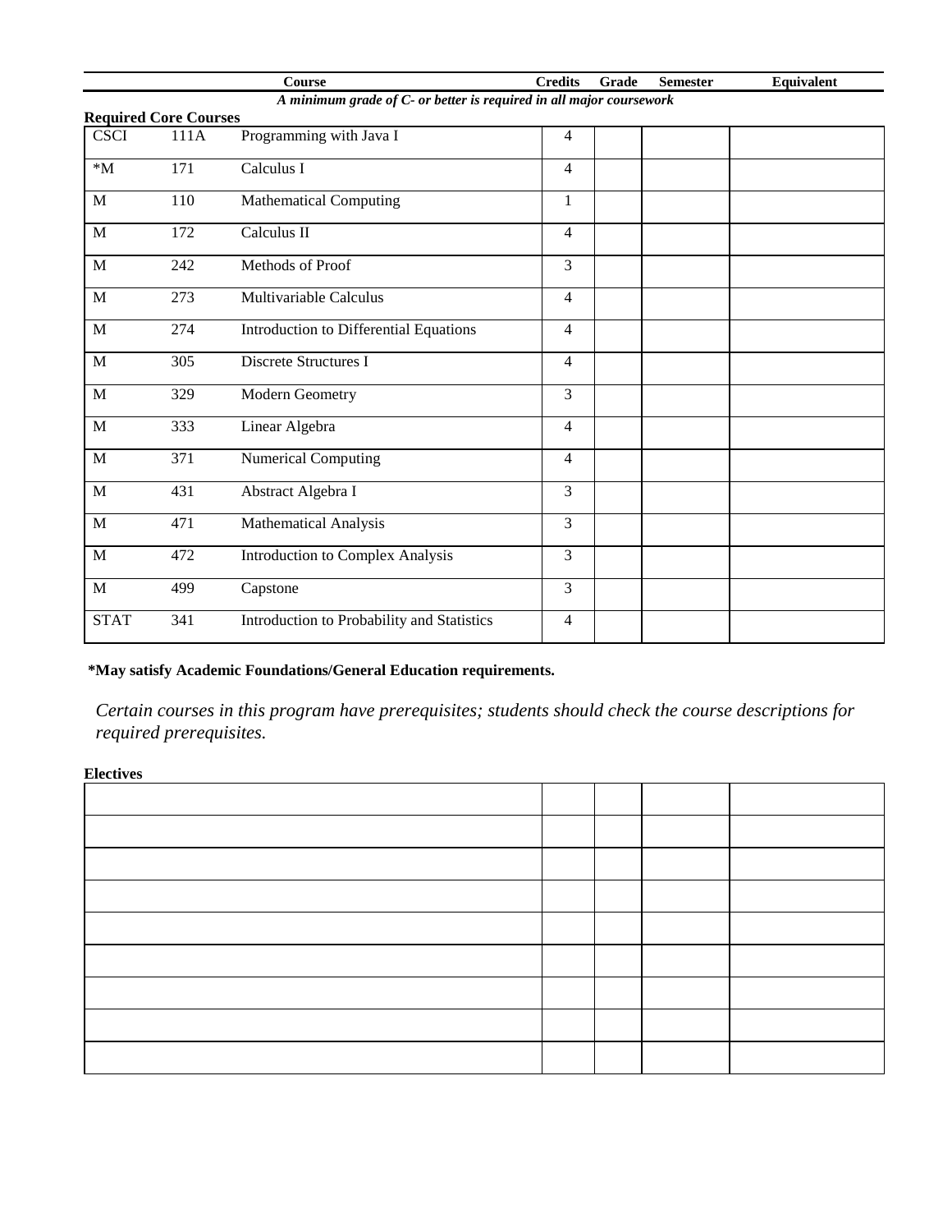| Course | | | Credits | Grade | Semester | Equivalent |
|---|---|---|---|---|---|---|
| *A minimum grade of C- or better is required in all major coursework* | | | | | | |
| **Required Core Courses** | | | | | | |
| CSCI | 111A | Programming with Java I | 4 | | | |
| *M | 171 | Calculus I | 4 | | | |
| M | 110 | Mathematical Computing | 1 | | | |
| M | 172 | Calculus II | 4 | | | |
| M | 242 | Methods of Proof | 3 | | | |
| M | 273 | Multivariable Calculus | 4 | | | |
| M | 274 | Introduction to Differential Equations | 4 | | | |
| M | 305 | Discrete Structures I | 4 | | | |
| M | 329 | Modern Geometry | 3 | | | |
| M | 333 | Linear Algebra | 4 | | | |
| M | 371 | Numerical Computing | 4 | | | |
| M | 431 | Abstract Algebra I | 3 | | | |
| M | 471 | Mathematical Analysis | 3 | | | |
| M | 472 | Introduction to Complex Analysis | 3 | | | |
| M | 499 | Capstone | 3 | | | |
| STAT | 341 | Introduction to Probability and Statistics | 4 | | | |

**\*May satisfy Academic Foundations/General Education requirements.**

*Certain courses in this program have prerequisites; students should check the course descriptions for required prerequisites.*

**Electives**

| Course | Credits | Grade | Semester | Equivalent |
|---|---|---|---|---|
| | | | | |
| | | | | |
| | | | | |
| | | | | |
| | | | | |
| | | | | |
| | | | | |
| | | | | |
| | | | | |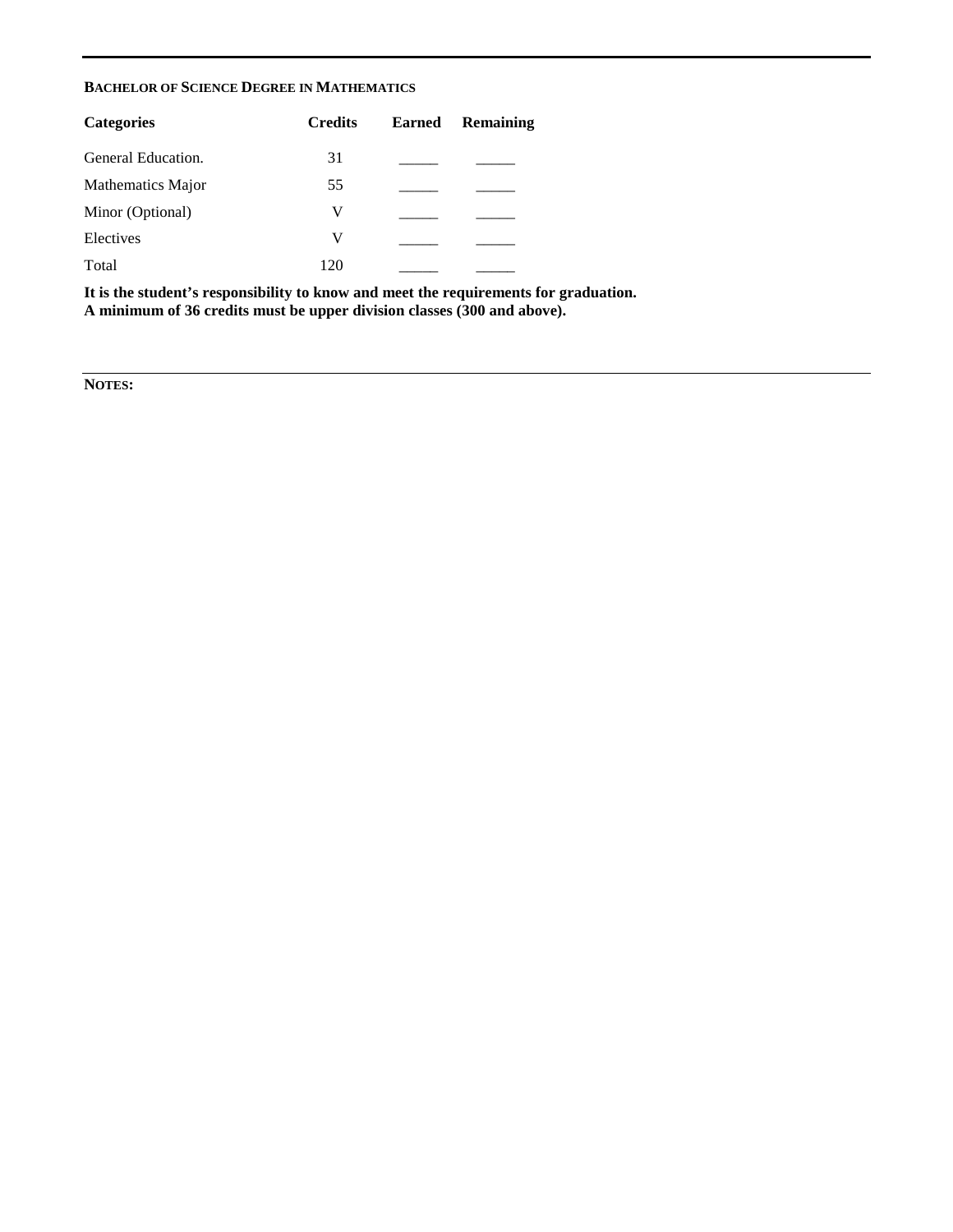**BACHELOR OF SCIENCE DEGREE IN MATHEMATICS**

| Categories | Credits | Earned | Remaining |
|---|---|---|---|
| General Education. | 31 | _____ | _____ |
| Mathematics Major | 55 | _____ | _____ |
| Minor (Optional) | V | _____ | _____ |
| Electives | V | _____ | _____ |
| Total | 120 | _____ | _____ |

**It is the student's responsibility to know and meet the requirements for graduation.**
**A minimum of 36 credits must be upper division classes (300 and above).**

**NOTES:**